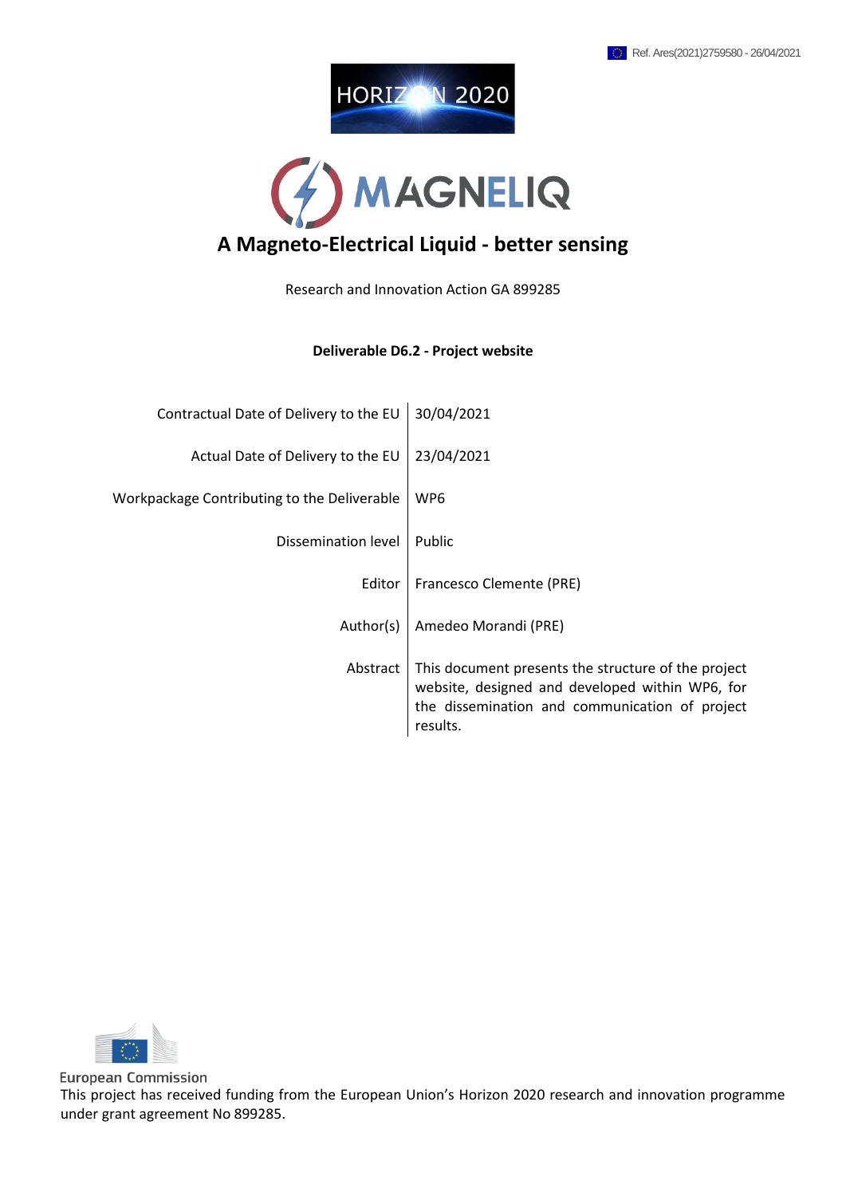Ref. Ares(2021)2759580 - 26/04/2021

HORIZON 2020

MAGNELIQ

# A Magneto-Electrical Liquid - better sensing

Research and Innovation Action GA 899285

**Deliverable D6.2 - Project website**

| | |
|---|---|
| Contractual Date of Delivery to the EU | 30/04/2021 |
| Actual Date of Delivery to the EU | 23/04/2021 |
| Workpackage Contributing to the Deliverable | WP6 |
| Dissemination level | Public |
| Editor | Francesco Clemente (PRE) |
| Author(s) | Amedeo Morandi (PRE) |
| Abstract | This document presents the structure of the project website, designed and developed within WP6, for the dissemination and communication of project results. |

European Commission

This project has received funding from the European Union's Horizon 2020 research and innovation programme under grant agreement No 899285.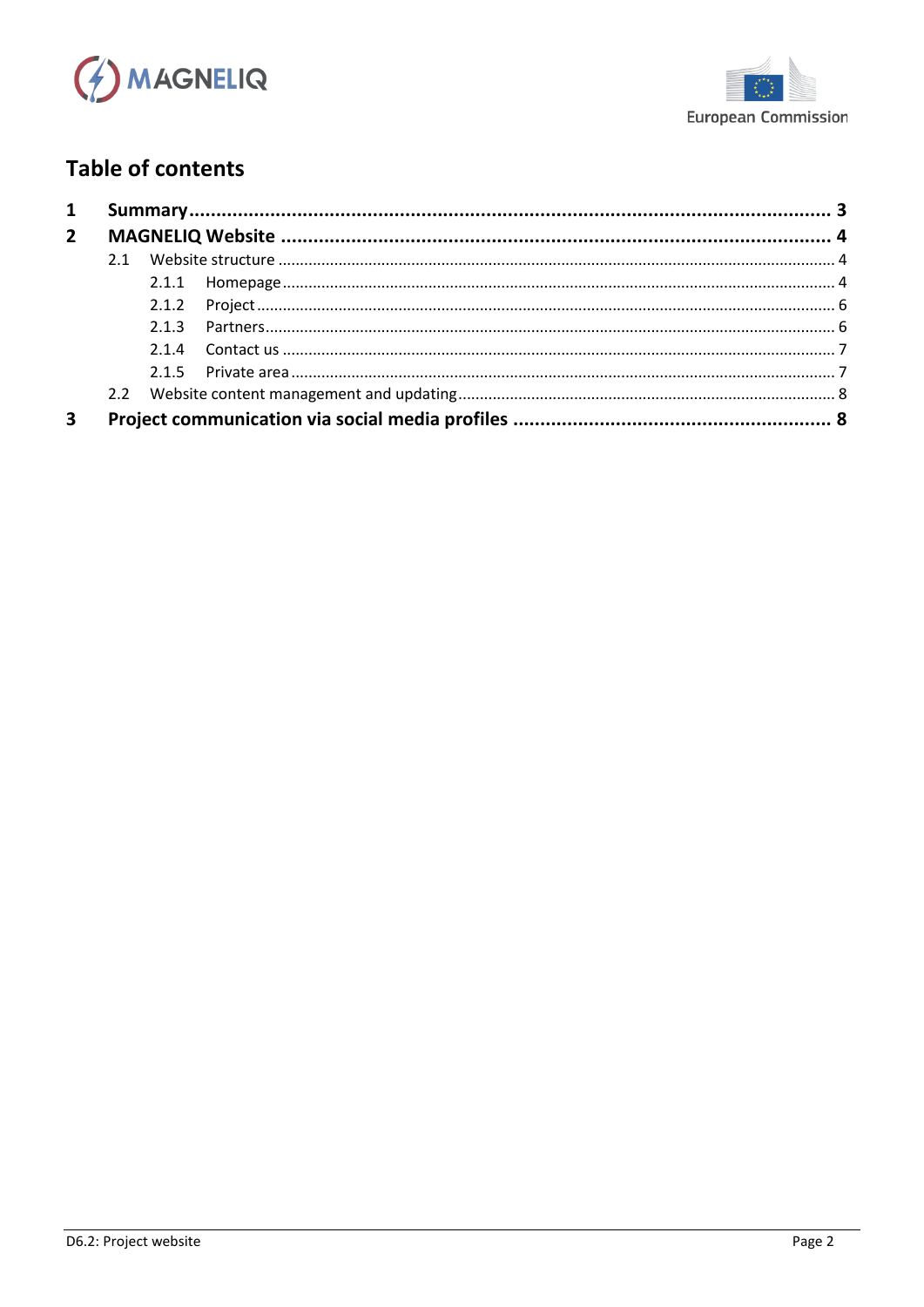# Table of contents

1 Summary ........................................................................................................... 3

2 MAGNELIQ Website ........................................................................................... 4

- 2.1 Website structure ....................................................................................... 4
  - 2.1.1 Homepage .............................................................................................. 4
  - 2.1.2 Project .................................................................................................... 6
  - 2.1.3 Partners .................................................................................................. 6
  - 2.1.4 Contact us ............................................................................................... 7
  - 2.1.5 Private area ............................................................................................. 7
- 2.2 Website content management and updating ............................................. 8

3 Project communication via social media profiles ................................................ 8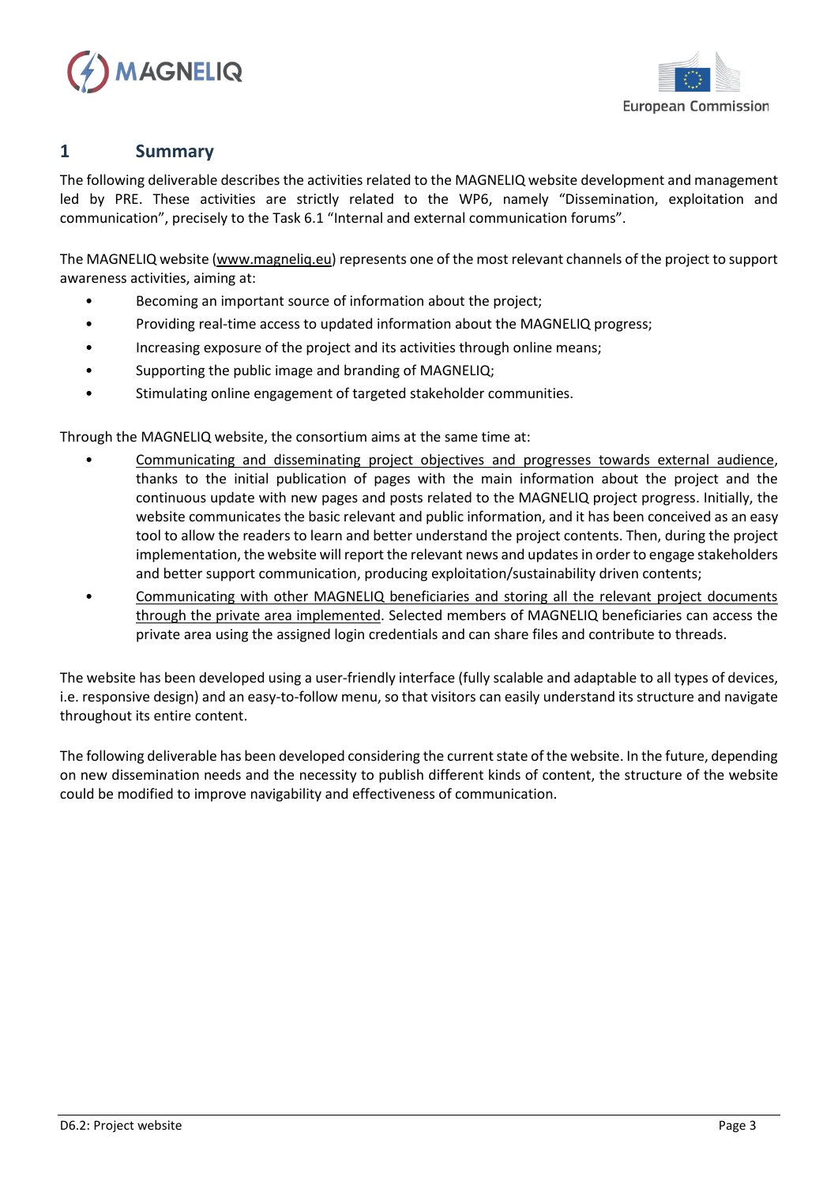# 1 Summary

The following deliverable describes the activities related to the MAGNELIQ website development and management led by PRE. These activities are strictly related to the WP6, namely "Dissemination, exploitation and communication", precisely to the Task 6.1 "Internal and external communication forums".

The MAGNELIQ website (www.magneliq.eu) represents one of the most relevant channels of the project to support awareness activities, aiming at:

- Becoming an important source of information about the project;
- Providing real-time access to updated information about the MAGNELIQ progress;
- Increasing exposure of the project and its activities through online means;
- Supporting the public image and branding of MAGNELIQ;
- Stimulating online engagement of targeted stakeholder communities.

Through the MAGNELIQ website, the consortium aims at the same time at:

- Communicating and disseminating project objectives and progresses towards external audience, thanks to the initial publication of pages with the main information about the project and the continuous update with new pages and posts related to the MAGNELIQ project progress. Initially, the website communicates the basic relevant and public information, and it has been conceived as an easy tool to allow the readers to learn and better understand the project contents. Then, during the project implementation, the website will report the relevant news and updates in order to engage stakeholders and better support communication, producing exploitation/sustainability driven contents;
- Communicating with other MAGNELIQ beneficiaries and storing all the relevant project documents through the private area implemented. Selected members of MAGNELIQ beneficiaries can access the private area using the assigned login credentials and can share files and contribute to threads.

The website has been developed using a user-friendly interface (fully scalable and adaptable to all types of devices, i.e. responsive design) and an easy-to-follow menu, so that visitors can easily understand its structure and navigate throughout its entire content.

The following deliverable has been developed considering the current state of the website. In the future, depending on new dissemination needs and the necessity to publish different kinds of content, the structure of the website could be modified to improve navigability and effectiveness of communication.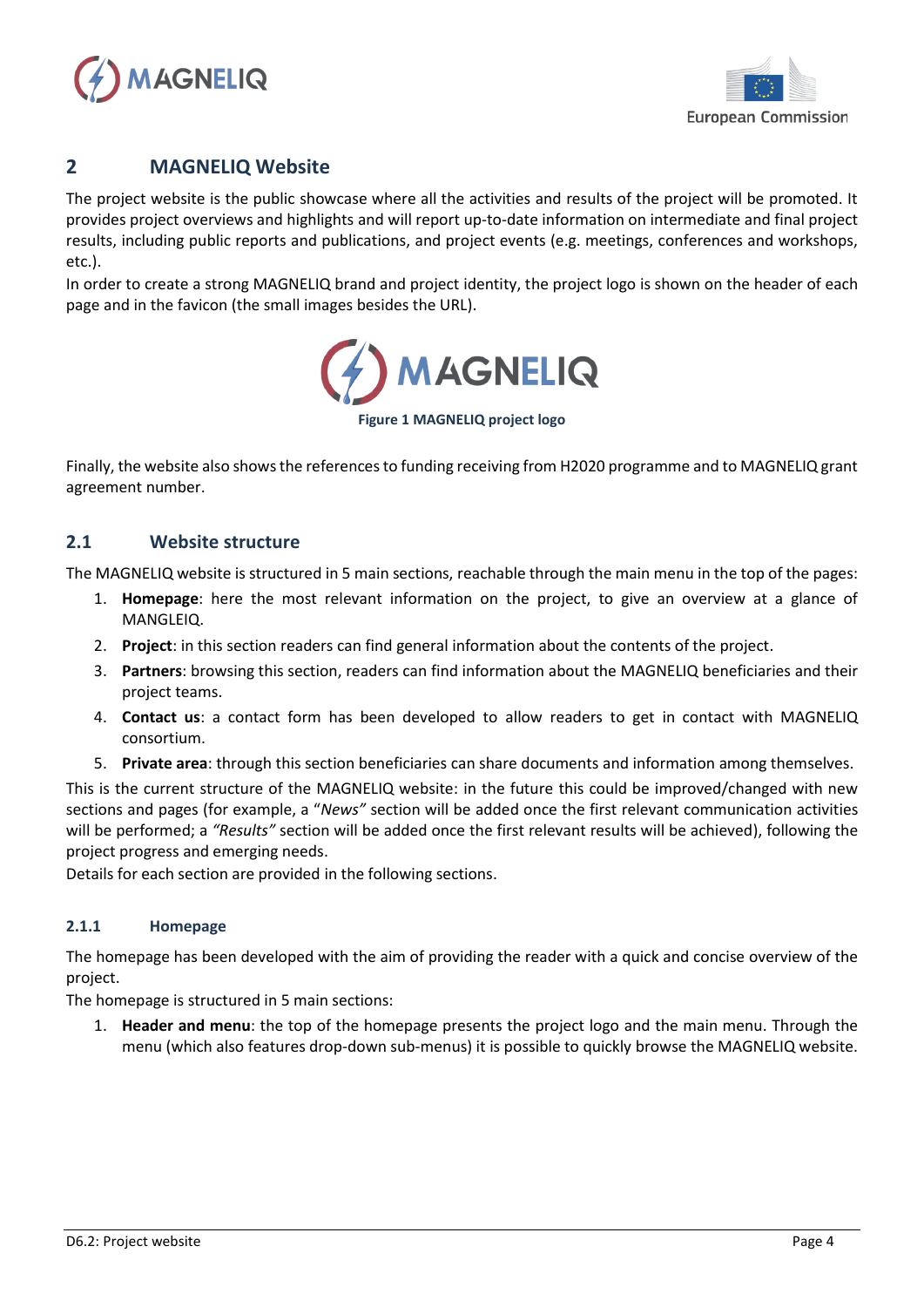## 2 MAGNELIQ Website

The project website is the public showcase where all the activities and results of the project will be promoted. It provides project overviews and highlights and will report up-to-date information on intermediate and final project results, including public reports and publications, and project events (e.g. meetings, conferences and workshops, etc.).

In order to create a strong MAGNELIQ brand and project identity, the project logo is shown on the header of each page and in the favicon (the small images besides the URL).

**Figure 1 MAGNELIQ project logo**

Finally, the website also shows the references to funding receiving from H2020 programme and to MAGNELIQ grant agreement number.

### 2.1 Website structure

The MAGNELIQ website is structured in 5 main sections, reachable through the main menu in the top of the pages:

1. **Homepage**: here the most relevant information on the project, to give an overview at a glance of MANGLEIQ.
2. **Project**: in this section readers can find general information about the contents of the project.
3. **Partners**: browsing this section, readers can find information about the MAGNELIQ beneficiaries and their project teams.
4. **Contact us**: a contact form has been developed to allow readers to get in contact with MAGNELIQ consortium.
5. **Private area**: through this section beneficiaries can share documents and information among themselves.

This is the current structure of the MAGNELIQ website: in the future this could be improved/changed with new sections and pages (for example, a "*News*" section will be added once the first relevant communication activities will be performed; a *"Results"* section will be added once the first relevant results will be achieved), following the project progress and emerging needs.

Details for each section are provided in the following sections.

#### 2.1.1 Homepage

The homepage has been developed with the aim of providing the reader with a quick and concise overview of the project.

The homepage is structured in 5 main sections:

1. **Header and menu**: the top of the homepage presents the project logo and the main menu. Through the menu (which also features drop-down sub-menus) it is possible to quickly browse the MAGNELIQ website.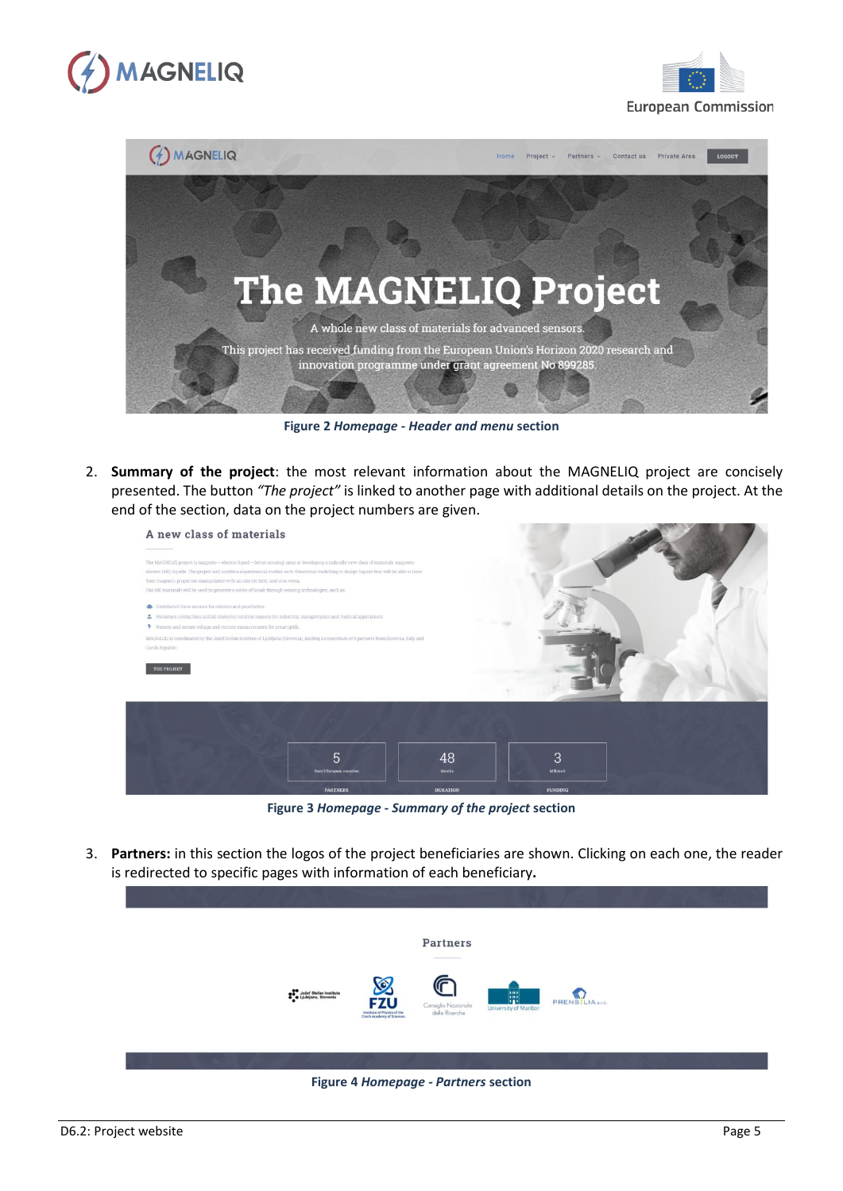Figure 2 *Homepage - Header and menu* section

2. **Summary of the project**: the most relevant information about the MAGNELIQ project are concisely presented. The button *"The project"* is linked to another page with additional details on the project. At the end of the section, data on the project numbers are given.

Figure 3 *Homepage - Summary of the project* section

3. **Partners:** in this section the logos of the project beneficiaries are shown. Clicking on each one, the reader is redirected to specific pages with information of each beneficiary**.**

Figure 4 *Homepage - Partners* section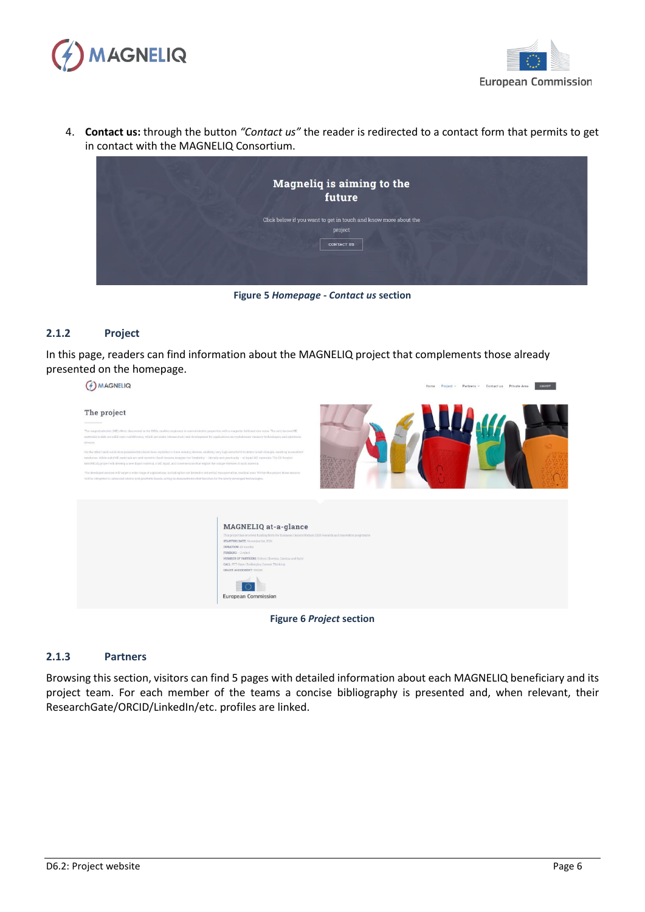4. **Contact us:** through the button *"Contact us"* the reader is redirected to a contact form that permits to get in contact with the MAGNELIQ Consortium.

**Figure 5 *Homepage - Contact us* section**

### 2.1.2 Project

In this page, readers can find information about the MAGNELIQ project that complements those already presented on the homepage.

**Figure 6 *Project* section**

### 2.1.3 Partners

Browsing this section, visitors can find 5 pages with detailed information about each MAGNELIQ beneficiary and its project team. For each member of the teams a concise bibliography is presented and, when relevant, their ResearchGate/ORCID/LinkedIn/etc. profiles are linked.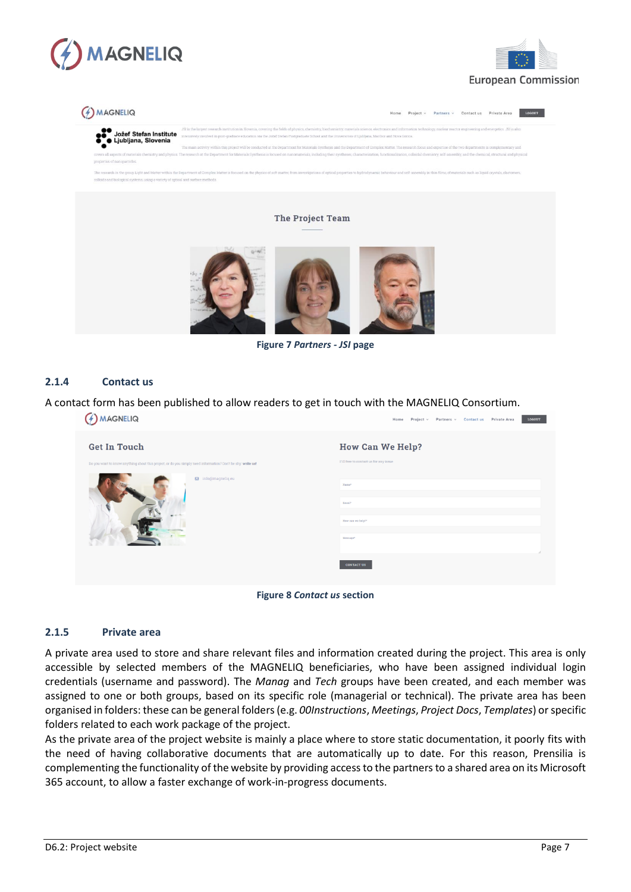Figure 7 *Partners - JSI* page

### 2.1.4 Contact us

A contact form has been published to allow readers to get in touch with the MAGNELIQ Consortium.

Figure 8 *Contact us* section

### 2.1.5 Private area

A private area used to store and share relevant files and information created during the project. This area is only accessible by selected members of the MAGNELIQ beneficiaries, who have been assigned individual login credentials (username and password). The *Manag* and *Tech* groups have been created, and each member was assigned to one or both groups, based on its specific role (managerial or technical). The private area has been organised in folders: these can be general folders (e.g. *00Instructions*, *Meetings*, *Project Docs*, *Templates*) or specific folders related to each work package of the project.

As the private area of the project website is mainly a place where to store static documentation, it poorly fits with the need of having collaborative documents that are automatically up to date. For this reason, Prensilia is complementing the functionality of the website by providing access to the partners to a shared area on its Microsoft 365 account, to allow a faster exchange of work-in-progress documents.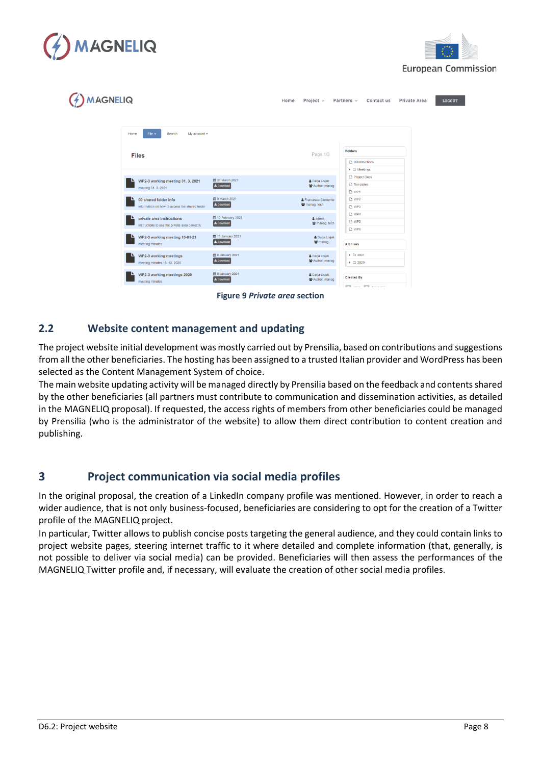Figure 9 *Private area* section

## 2.2 Website content management and updating

The project website initial development was mostly carried out by Prensilia, based on contributions and suggestions from all the other beneficiaries. The hosting has been assigned to a trusted Italian provider and WordPress has been selected as the Content Management System of choice.

The main website updating activity will be managed directly by Prensilia based on the feedback and contents shared by the other beneficiaries (all partners must contribute to communication and dissemination activities, as detailed in the MAGNELIQ proposal). If requested, the access rights of members from other beneficiaries could be managed by Prensilia (who is the administrator of the website) to allow them direct contribution to content creation and publishing.

# 3 Project communication via social media profiles

In the original proposal, the creation of a LinkedIn company profile was mentioned. However, in order to reach a wider audience, that is not only business-focused, beneficiaries are considering to opt for the creation of a Twitter profile of the MAGNELIQ project.

In particular, Twitter allows to publish concise posts targeting the general audience, and they could contain links to project website pages, steering internet traffic to it where detailed and complete information (that, generally, is not possible to deliver via social media) can be provided. Beneficiaries will then assess the performances of the MAGNELIQ Twitter profile and, if necessary, will evaluate the creation of other social media profiles.